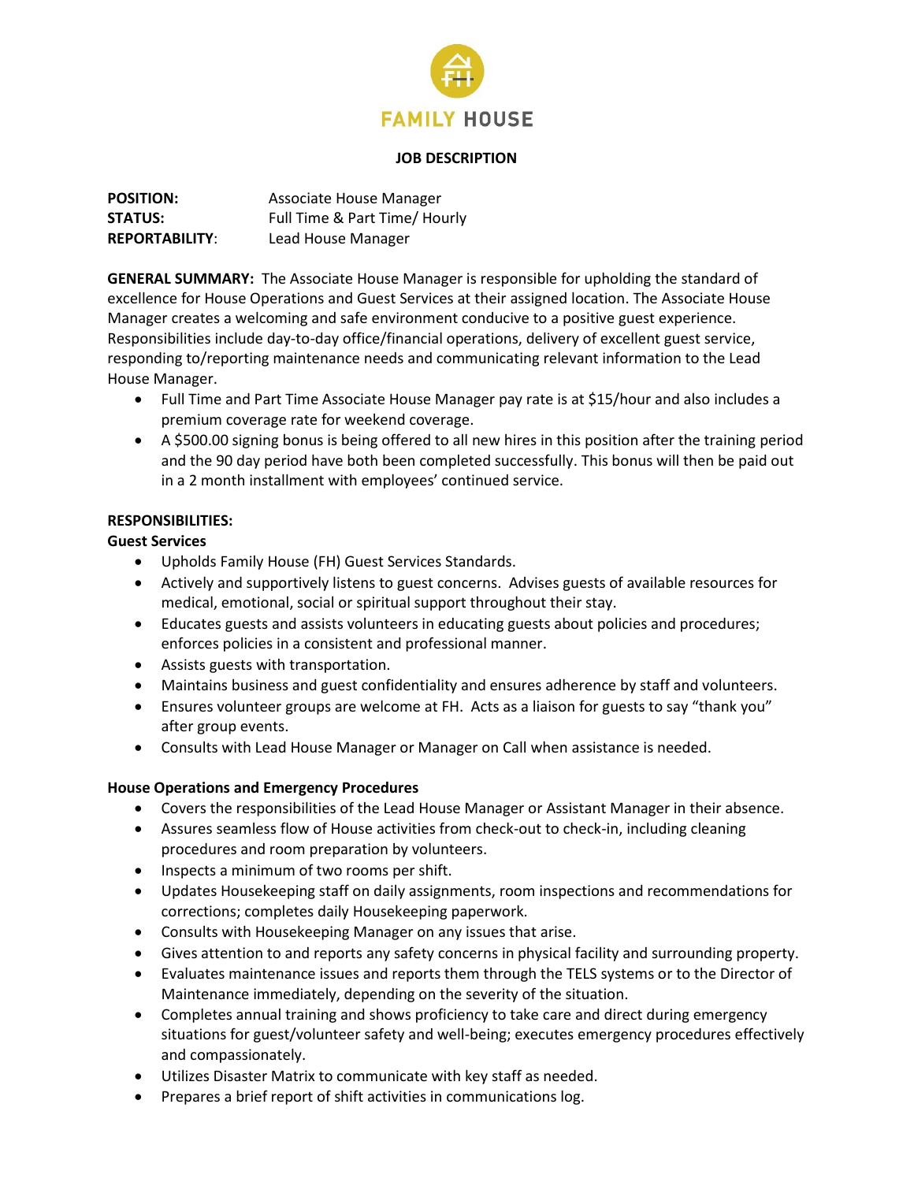FAMILY HOUSE

**JOB DESCRIPTION**

| | |
|---|---|
| **POSITION:** | Associate House Manager |
| **STATUS:** | Full Time & Part Time/ Hourly |
| **REPORTABILITY**: | Lead House Manager |

**GENERAL SUMMARY:** The Associate House Manager is responsible for upholding the standard of excellence for House Operations and Guest Services at their assigned location. The Associate House Manager creates a welcoming and safe environment conducive to a positive guest experience. Responsibilities include day-to-day office/financial operations, delivery of excellent guest service, responding to/reporting maintenance needs and communicating relevant information to the Lead House Manager.

- Full Time and Part Time Associate House Manager pay rate is at $15/hour and also includes a premium coverage rate for weekend coverage.
- A $500.00 signing bonus is being offered to all new hires in this position after the training period and the 90 day period have both been completed successfully. This bonus will then be paid out in a 2 month installment with employees' continued service.

**RESPONSIBILITIES:**

**Guest Services**

- Upholds Family House (FH) Guest Services Standards.
- Actively and supportively listens to guest concerns. Advises guests of available resources for medical, emotional, social or spiritual support throughout their stay.
- Educates guests and assists volunteers in educating guests about policies and procedures; enforces policies in a consistent and professional manner.
- Assists guests with transportation.
- Maintains business and guest confidentiality and ensures adherence by staff and volunteers.
- Ensures volunteer groups are welcome at FH. Acts as a liaison for guests to say "thank you" after group events.
- Consults with Lead House Manager or Manager on Call when assistance is needed.

**House Operations and Emergency Procedures**

- Covers the responsibilities of the Lead House Manager or Assistant Manager in their absence.
- Assures seamless flow of House activities from check-out to check-in, including cleaning procedures and room preparation by volunteers.
- Inspects a minimum of two rooms per shift.
- Updates Housekeeping staff on daily assignments, room inspections and recommendations for corrections; completes daily Housekeeping paperwork.
- Consults with Housekeeping Manager on any issues that arise.
- Gives attention to and reports any safety concerns in physical facility and surrounding property.
- Evaluates maintenance issues and reports them through the TELS systems or to the Director of Maintenance immediately, depending on the severity of the situation.
- Completes annual training and shows proficiency to take care and direct during emergency situations for guest/volunteer safety and well-being; executes emergency procedures effectively and compassionately.
- Utilizes Disaster Matrix to communicate with key staff as needed.
- Prepares a brief report of shift activities in communications log.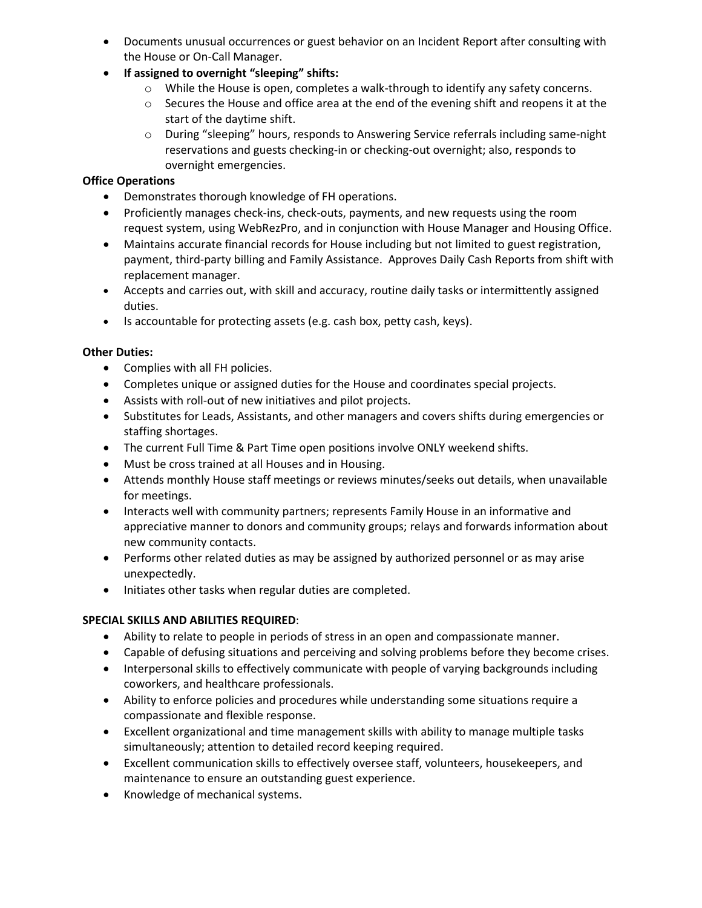- Documents unusual occurrences or guest behavior on an Incident Report after consulting with the House or On-Call Manager.
- **If assigned to overnight “sleeping” shifts:**
  - While the House is open, completes a walk-through to identify any safety concerns.
  - Secures the House and office area at the end of the evening shift and reopens it at the start of the daytime shift.
  - During “sleeping” hours, responds to Answering Service referrals including same-night reservations and guests checking-in or checking-out overnight; also, responds to overnight emergencies.

**Office Operations**

- Demonstrates thorough knowledge of FH operations.
- Proficiently manages check-ins, check-outs, payments, and new requests using the room request system, using WebRezPro, and in conjunction with House Manager and Housing Office.
- Maintains accurate financial records for House including but not limited to guest registration, payment, third-party billing and Family Assistance. Approves Daily Cash Reports from shift with replacement manager.
- Accepts and carries out, with skill and accuracy, routine daily tasks or intermittently assigned duties.
- Is accountable for protecting assets (e.g. cash box, petty cash, keys).

**Other Duties:**

- Complies with all FH policies.
- Completes unique or assigned duties for the House and coordinates special projects.
- Assists with roll-out of new initiatives and pilot projects.
- Substitutes for Leads, Assistants, and other managers and covers shifts during emergencies or staffing shortages.
- The current Full Time & Part Time open positions involve ONLY weekend shifts.
- Must be cross trained at all Houses and in Housing.
- Attends monthly House staff meetings or reviews minutes/seeks out details, when unavailable for meetings.
- Interacts well with community partners; represents Family House in an informative and appreciative manner to donors and community groups; relays and forwards information about new community contacts.
- Performs other related duties as may be assigned by authorized personnel or as may arise unexpectedly.
- Initiates other tasks when regular duties are completed.

**SPECIAL SKILLS AND ABILITIES REQUIRED**:

- Ability to relate to people in periods of stress in an open and compassionate manner.
- Capable of defusing situations and perceiving and solving problems before they become crises.
- Interpersonal skills to effectively communicate with people of varying backgrounds including coworkers, and healthcare professionals.
- Ability to enforce policies and procedures while understanding some situations require a compassionate and flexible response.
- Excellent organizational and time management skills with ability to manage multiple tasks simultaneously; attention to detailed record keeping required.
- Excellent communication skills to effectively oversee staff, volunteers, housekeepers, and maintenance to ensure an outstanding guest experience.
- Knowledge of mechanical systems.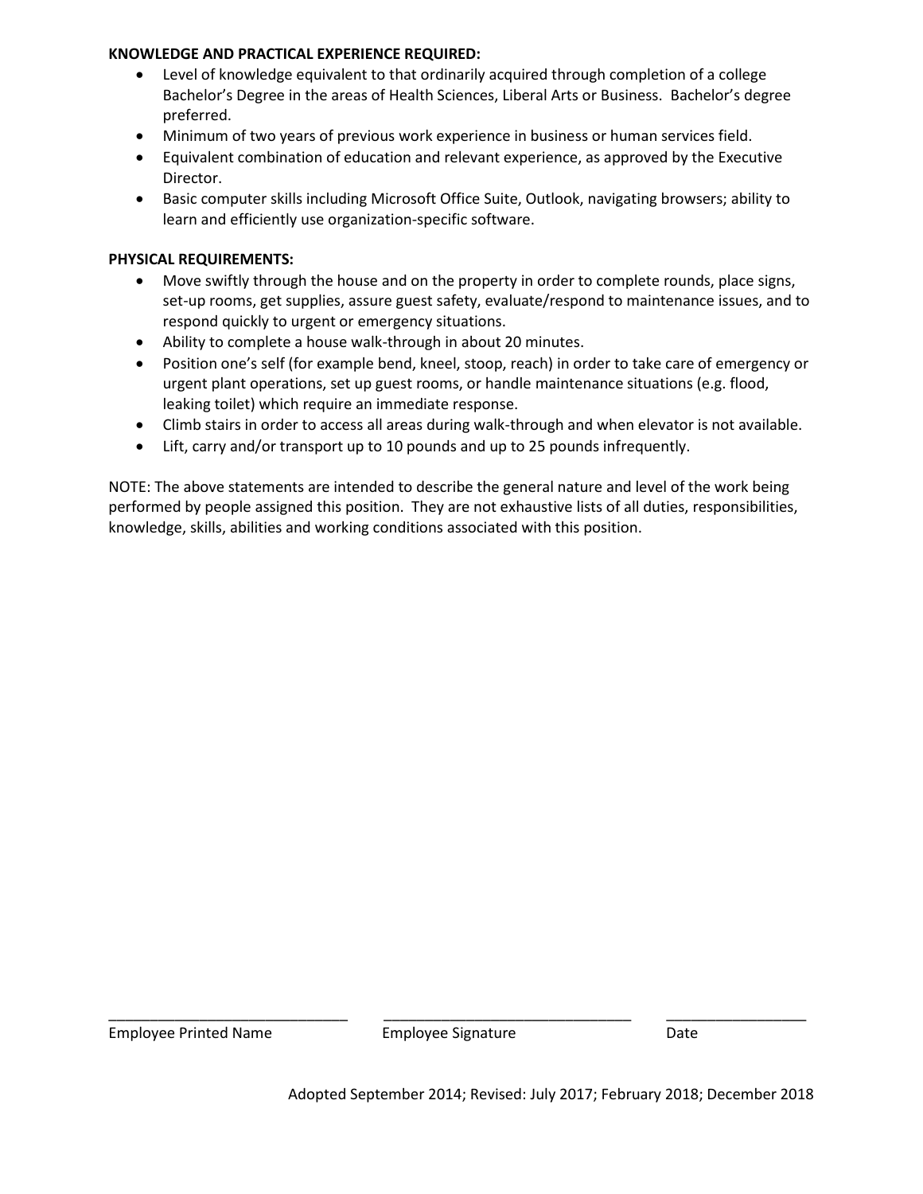**KNOWLEDGE AND PRACTICAL EXPERIENCE REQUIRED:**

- Level of knowledge equivalent to that ordinarily acquired through completion of a college Bachelor's Degree in the areas of Health Sciences, Liberal Arts or Business. Bachelor's degree preferred.
- Minimum of two years of previous work experience in business or human services field.
- Equivalent combination of education and relevant experience, as approved by the Executive Director.
- Basic computer skills including Microsoft Office Suite, Outlook, navigating browsers; ability to learn and efficiently use organization-specific software.

**PHYSICAL REQUIREMENTS:**

- Move swiftly through the house and on the property in order to complete rounds, place signs, set-up rooms, get supplies, assure guest safety, evaluate/respond to maintenance issues, and to respond quickly to urgent or emergency situations.
- Ability to complete a house walk-through in about 20 minutes.
- Position one's self (for example bend, kneel, stoop, reach) in order to take care of emergency or urgent plant operations, set up guest rooms, or handle maintenance situations (e.g. flood, leaking toilet) which require an immediate response.
- Climb stairs in order to access all areas during walk-through and when elevator is not available.
- Lift, carry and/or transport up to 10 pounds and up to 25 pounds infrequently.

NOTE: The above statements are intended to describe the general nature and level of the work being performed by people assigned this position. They are not exhaustive lists of all duties, responsibilities, knowledge, skills, abilities and working conditions associated with this position.

______________________________ ______________________________ _________________

Employee Printed Name Employee Signature Date

Adopted September 2014; Revised: July 2017; February 2018; December 2018